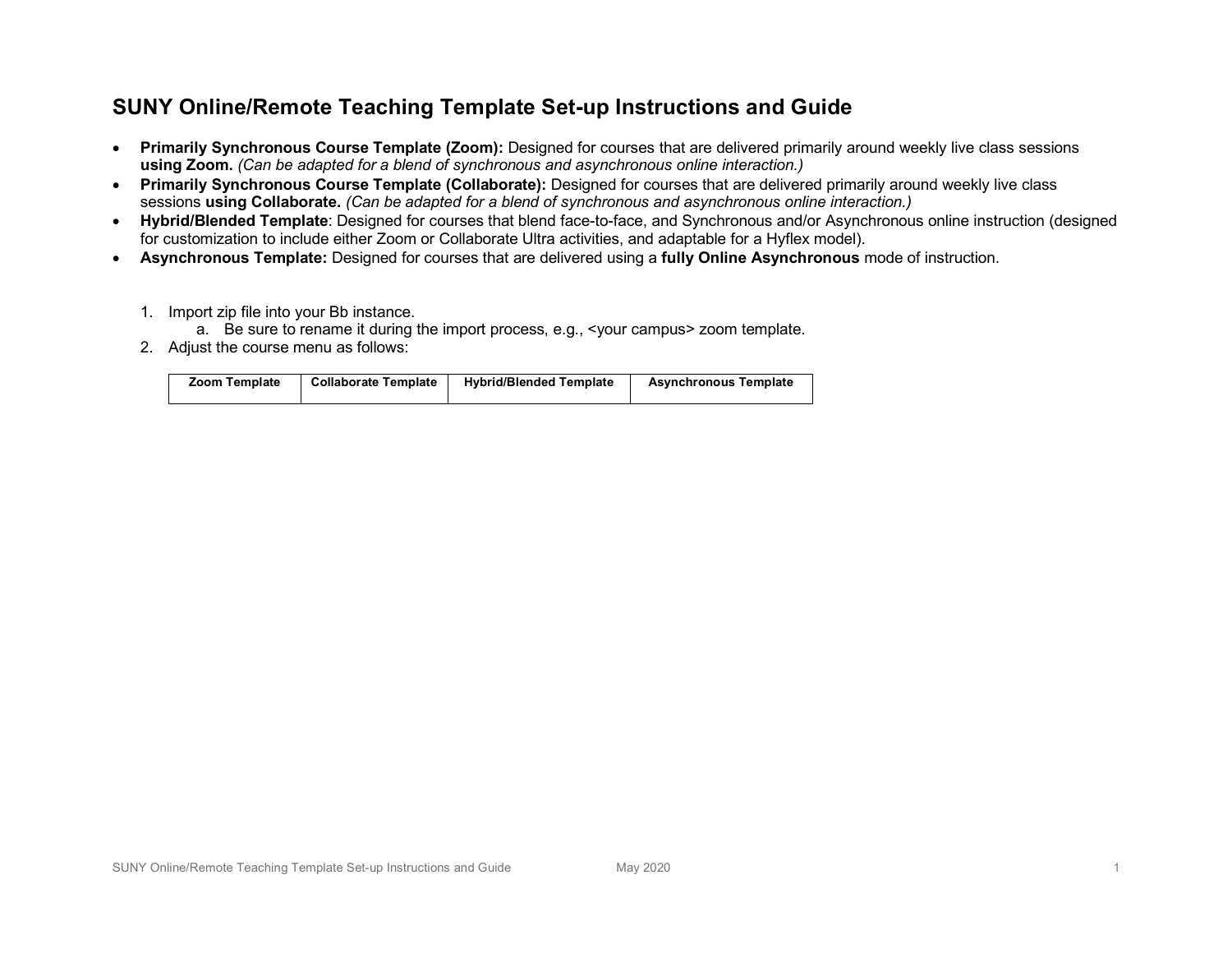# SUNY Online/Remote Teaching Template Set-up Instructions and Guide

- **Primarily Synchronous Course Template (Zoom):** Designed for courses that are delivered primarily around weekly live class sessions **using Zoom.** *(Can be adapted for a blend of synchronous and asynchronous online interaction.)*
- **Primarily Synchronous Course Template (Collaborate):** Designed for courses that are delivered primarily around weekly live class sessions **using Collaborate.** *(Can be adapted for a blend of synchronous and asynchronous online interaction.)*
- **Hybrid/Blended Template**: Designed for courses that blend face-to-face, and Synchronous and/or Asynchronous online instruction (designed for customization to include either Zoom or Collaborate Ultra activities, and adaptable for a Hyflex model).
- **Asynchronous Template:** Designed for courses that are delivered using a **fully Online Asynchronous** mode of instruction.

1. Import zip file into your Bb instance.
    a. Be sure to rename it during the import process, e.g., <your campus> zoom template.
2. Adjust the course menu as follows:

| Zoom Template | Collaborate Template | Hybrid/Blended Template | Asynchronous Template |
|---|---|---|---|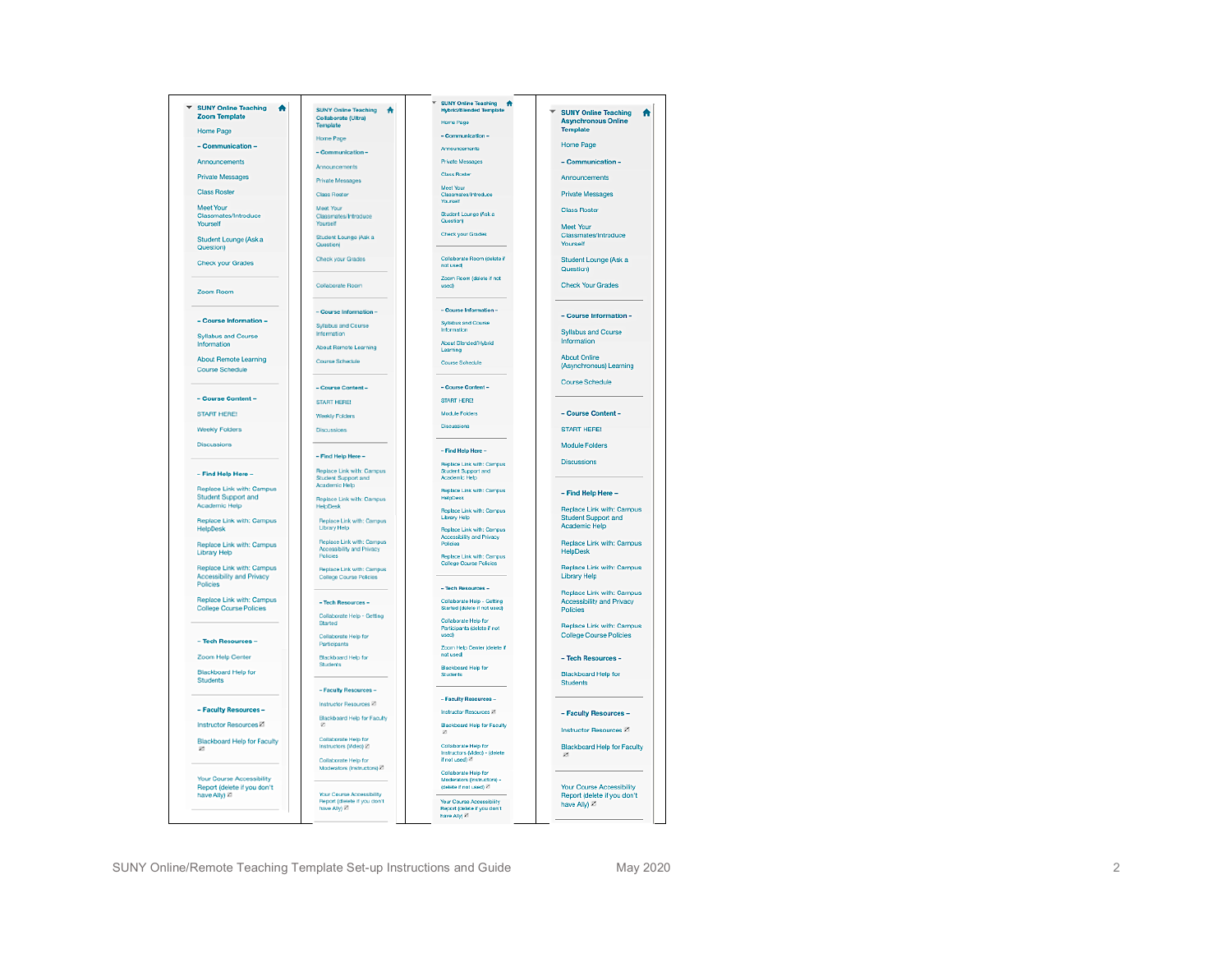| SUNY Online Teaching Zoom Template | SUNY Online Teaching Collaborate (Ultra) Template | SUNY Online Teaching Hybrid/Blended Template | SUNY Online Teaching Asynchronous Online Template |
| --- | --- | --- | --- |
| Home Page | Home Page | Home Page | Home Page |
| – Communication – | – Communication – | – Communication – | – Communication – |
| Announcements | Announcements | Announcements | Announcements |
| Private Messages | Private Messages | Private Messages | Private Messages |
| Class Roster | Class Roster | Class Roster | Class Roster |
| Meet Your Classmates/Introduce Yourself | Meet Your Classmates/Introduce Yourself | Meet Your Classmates/Introduce Yourself | Meet Your Classmates/Introduce Yourself |
| Student Lounge (Ask a Question) | Student Lounge (Ask a Question) | Student Lounge (Ask a Question) | Student Lounge (Ask a Question) |
| Check your Grades | Check your Grades | Check your Grades | Check Your Grades |
| Zoom Room | Collaborate Room | Collaborate Room (delete if not used) | |
| | | Zoom Room (delete if not used) | |
| – Course Information – | – Course Information – | – Course Information – | – Course Information – |
| Syllabus and Course Information | Syllabus and Course Information | Syllabus and Course Information | Syllabus and Course Information |
| About Remote Learning | About Remote Learning | About Blended/Hybrid Learning | About Online (Asynchronous) Learning |
| Course Schedule | Course Schedule | Course Schedule | Course Schedule |
| – Course Content – | – Course Content – | – Course Content – | – Course Content – |
| START HERE! | START HERE! | START HERE! | START HERE! |
| Weekly Folders | Weekly Folders | Module Folders | Module Folders |
| Discussions | Discussions | Discussions | Discussions |
| – Find Help Here – | – Find Help Here – | – Find Help Here – | – Find Help Here – |
| Replace Link with: Campus Student Support and Academic Help | Replace Link with: Campus Student Support and Academic Help | Replace Link with: Campus Student Support and Academic Help | Replace Link with: Campus Student Support and Academic Help |
| Replace Link with: Campus HelpDesk | Replace Link with: Campus HelpDesk | Replace Link with: Campus HelpDesk | Replace Link with: Campus HelpDesk |
| Replace Link with: Campus Library Help | Replace Link with: Campus Library Help | Replace Link with: Campus Library Help | Replace Link with: Campus Library Help |
| Replace Link with: Campus Accessibility and Privacy Policies | Replace Link with: Campus Accessibility and Privacy Policies | Replace Link with: Campus Accessibility and Privacy Policies | Replace Link with: Campus Accessibility and Privacy Policies |
| Replace Link with: Campus College Course Policies | Replace Link with: Campus College Course Policies | Replace Link with: Campus College Course Policies | Replace Link with: Campus College Course Policies |
| – Tech Resources – | – Tech Resources – | – Tech Resources – | – Tech Resources – |
| Zoom Help Center | Collaborate Help - Getting Started | Collaborate Help - Getting Started (delete if not used) | |
| | Collaborate Help for Participants | Collaborate Help for Participants (delete if not used) | |
| | | Zoom Help Center (delete if not used) | |
| Blackboard Help for Students | Blackboard Help for Students | Blackboard Help for Students | Blackboard Help for Students |
| – Faculty Resources – | – Faculty Resources – | – Faculty Resources – | – Faculty Resources – |
| Instructor Resources | Instructor Resources | Instructor Resources | Instructor Resources |
| Blackboard Help for Faculty | Blackboard Help for Faculty | Blackboard Help for Faculty | Blackboard Help for Faculty |
| | Collaborate Help for Instructors (Video) | Collaborate Help for Instructors (Video) - (delete if not used) | |
| | Collaborate Help for Moderators (Instructions) | Collaborate Help for Moderators (Instructions) - (delete if not used) | |
| Your Course Accessibility Report (delete if you don't have Ally) | Your Course Accessibility Report (delete if you don't have Ally) | Your Course Accessibility Report (delete if you don't have Ally) | Your Course Accessibility Report (delete if you don't have Ally) |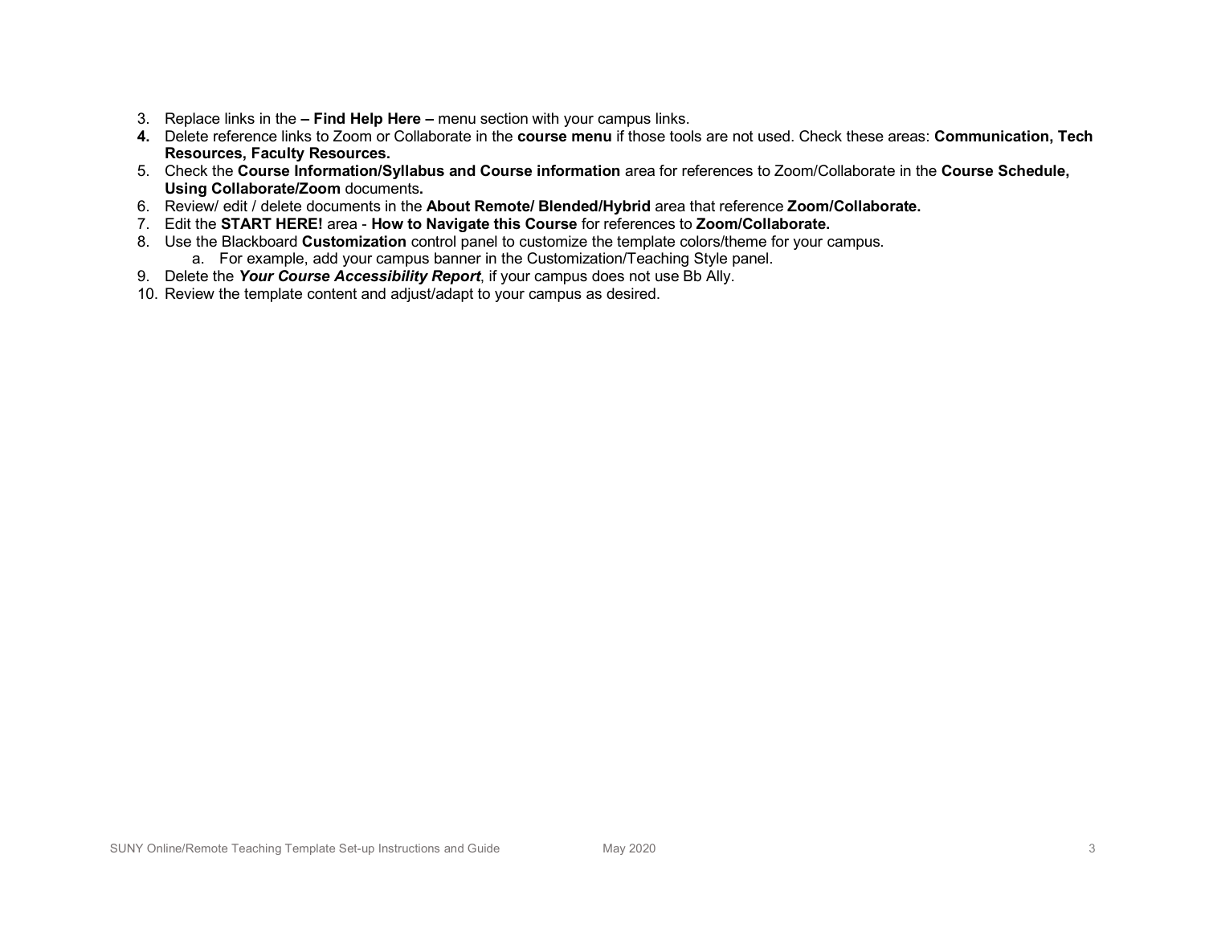3. Replace links in the **– Find Help Here –** menu section with your campus links.
4. Delete reference links to Zoom or Collaborate in the **course menu** if those tools are not used. Check these areas: **Communication, Tech Resources, Faculty Resources.**
5. Check the **Course Information/Syllabus and Course information** area for references to Zoom/Collaborate in the **Course Schedule, Using Collaborate/Zoom** documents**.**
6. Review/ edit / delete documents in the **About Remote/ Blended/Hybrid** area that reference **Zoom/Collaborate.**
7. Edit the **START HERE!** area - **How to Navigate this Course** for references to **Zoom/Collaborate.**
8. Use the Blackboard **Customization** control panel to customize the template colors/theme for your campus.
    a. For example, add your campus banner in the Customization/Teaching Style panel.
9. Delete the ***Your Course Accessibility Report***, if your campus does not use Bb Ally.
10. Review the template content and adjust/adapt to your campus as desired.